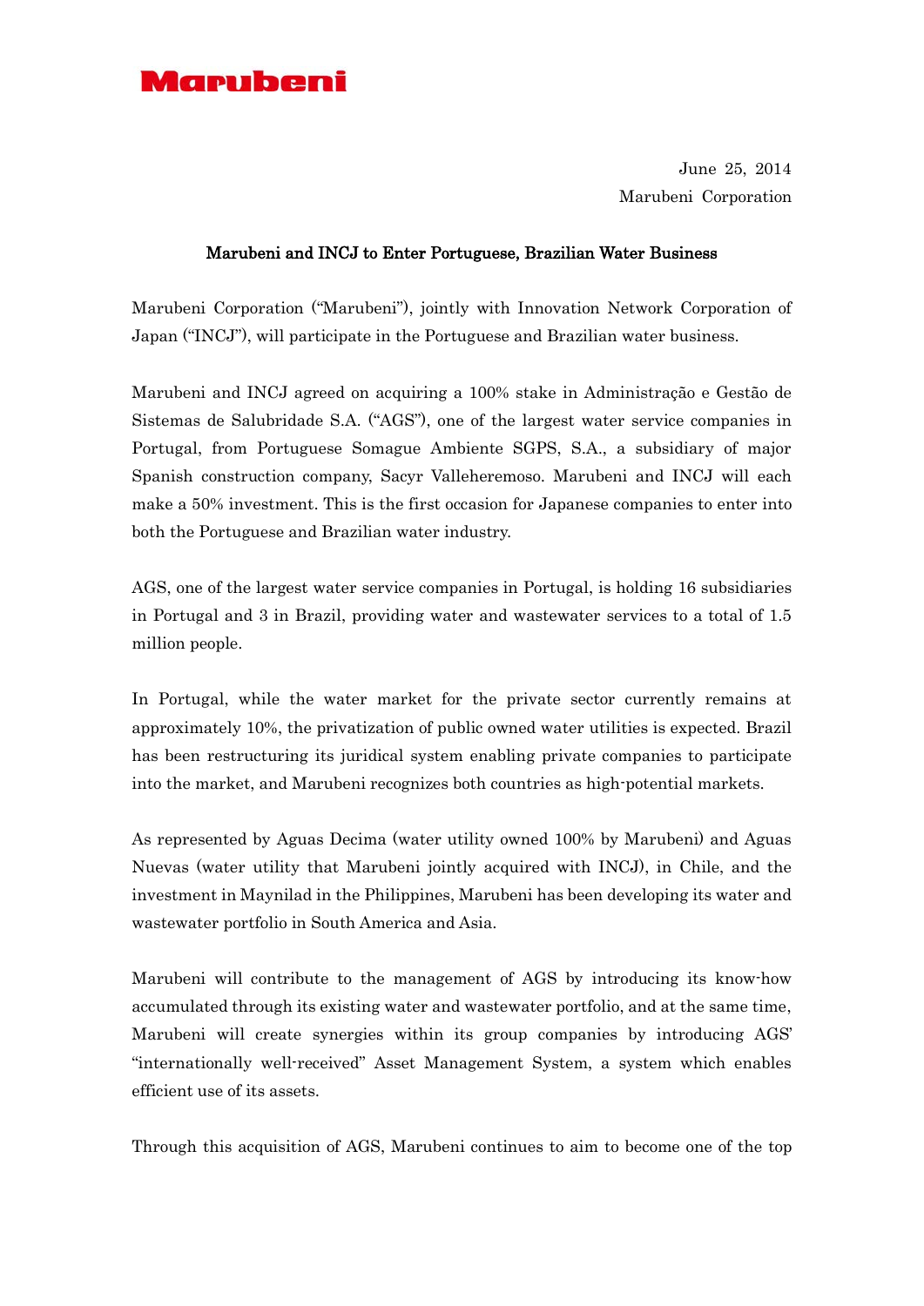Marubeni

June 25, 2014
Marubeni Corporation

**Marubeni and INCJ to Enter Portuguese, Brazilian Water Business**

Marubeni Corporation ("Marubeni"), jointly with Innovation Network Corporation of Japan ("INCJ"), will participate in the Portuguese and Brazilian water business.

Marubeni and INCJ agreed on acquiring a 100% stake in Administração e Gestão de Sistemas de Salubridade S.A. ("AGS"), one of the largest water service companies in Portugal, from Portuguese Somague Ambiente SGPS, S.A., a subsidiary of major Spanish construction company, Sacyr Valleheremoso. Marubeni and INCJ will each make a 50% investment. This is the first occasion for Japanese companies to enter into both the Portuguese and Brazilian water industry.

AGS, one of the largest water service companies in Portugal, is holding 16 subsidiaries in Portugal and 3 in Brazil, providing water and wastewater services to a total of 1.5 million people.

In Portugal, while the water market for the private sector currently remains at approximately 10%, the privatization of public owned water utilities is expected. Brazil has been restructuring its juridical system enabling private companies to participate into the market, and Marubeni recognizes both countries as high-potential markets.

As represented by Aguas Decima (water utility owned 100% by Marubeni) and Aguas Nuevas (water utility that Marubeni jointly acquired with INCJ), in Chile, and the investment in Maynilad in the Philippines, Marubeni has been developing its water and wastewater portfolio in South America and Asia.

Marubeni will contribute to the management of AGS by introducing its know-how accumulated through its existing water and wastewater portfolio, and at the same time, Marubeni will create synergies within its group companies by introducing AGS' "internationally well-received" Asset Management System, a system which enables efficient use of its assets.

Through this acquisition of AGS, Marubeni continues to aim to become one of the top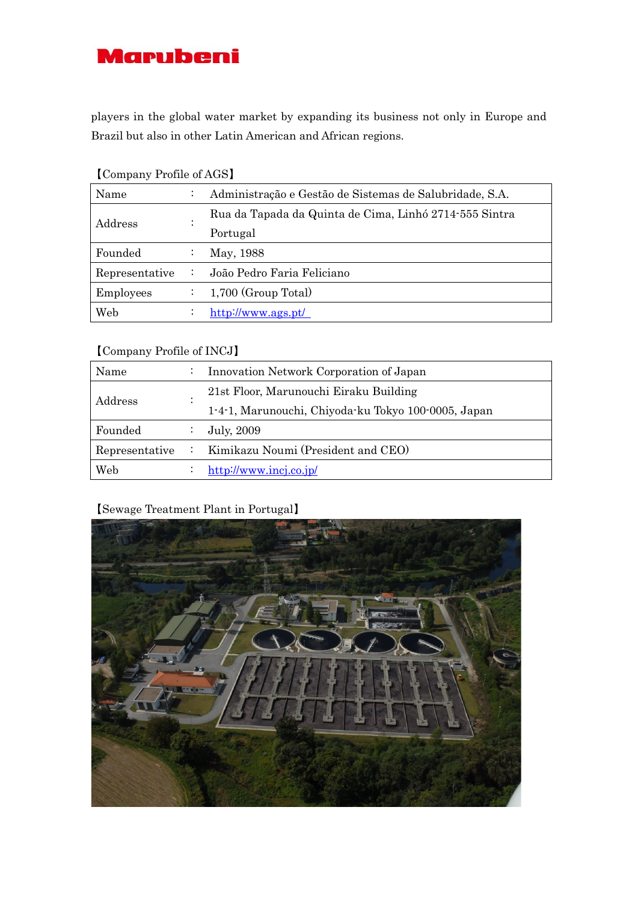players in the global water market by expanding its business not only in Europe and Brazil but also in other Latin American and African regions.

【Company Profile of AGS】

| | | |
|---|---|---|
| Name | : | Administração e Gestão de Sistemas de Salubridade, S.A. |
| Address | : | Rua da Tapada da Quinta de Cima, Linhó 2714-555 Sintra Portugal |
| Founded | : | May, 1988 |
| Representative | : | João Pedro Faria Feliciano |
| Employees | : | 1,700 (Group Total) |
| Web | : | http://www.ags.pt/ |

【Company Profile of INCJ】

| | | |
|---|---|---|
| Name | : | Innovation Network Corporation of Japan |
| Address | : | 21st Floor, Marunouchi Eiraku Building 1-4-1, Marunouchi, Chiyoda-ku Tokyo 100-0005, Japan |
| Founded | : | July, 2009 |
| Representative | : | Kimikazu Noumi (President and CEO) |
| Web | : | http://www.incj.co.jp/ |

【Sewage Treatment Plant in Portugal】